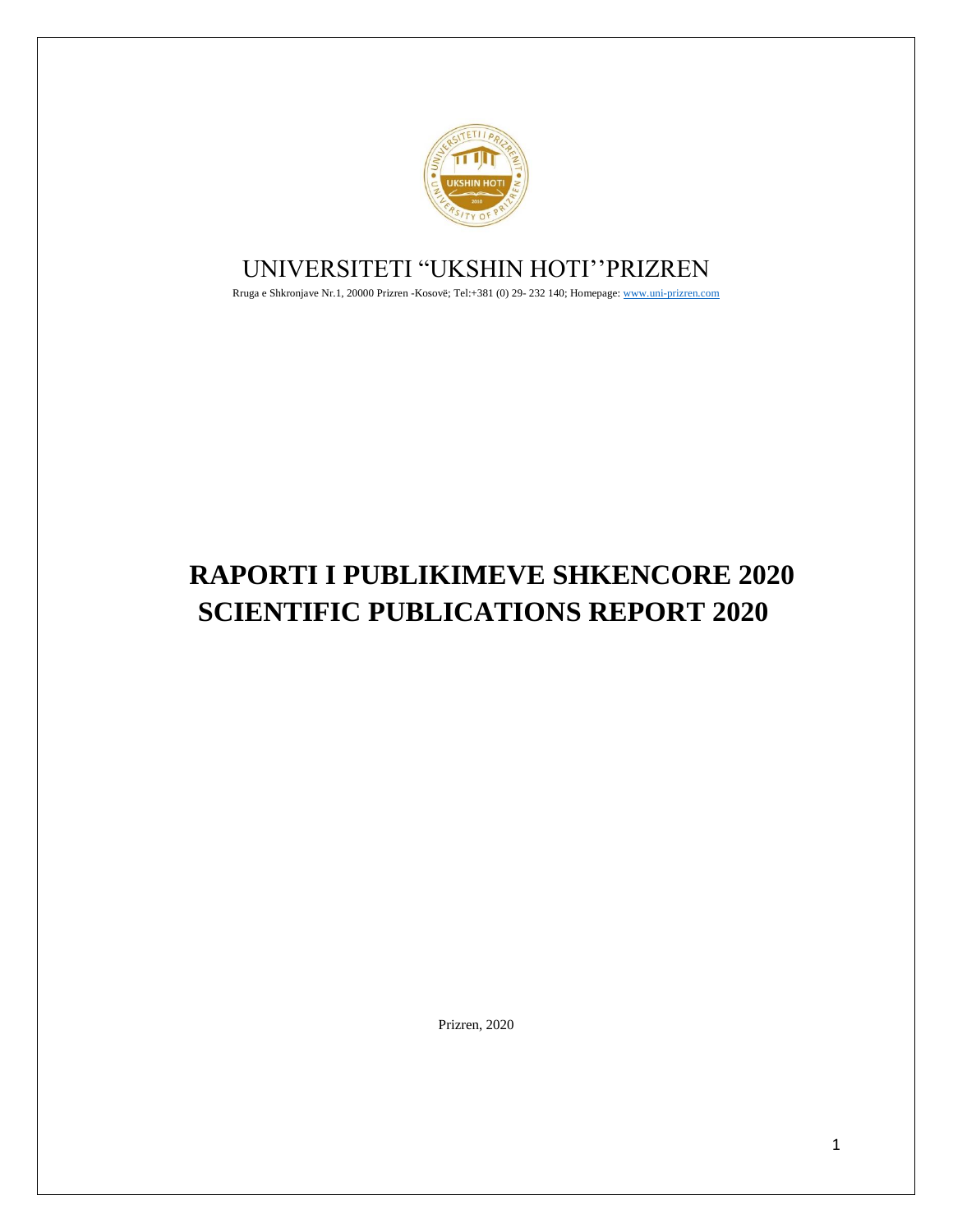UNIVERSITETI “UKSHIN HOTI’’PRIZREN

Rruga e Shkronjave Nr.1, 20000 Prizren -Kosovë; Tel:+381 (0) 29- 232 140; Homepage: www.uni-prizren.com

# RAPORTI I PUBLIKIMEVE SHKENCORE 2020
# SCIENTIFIC PUBLICATIONS REPORT 2020

Prizren, 2020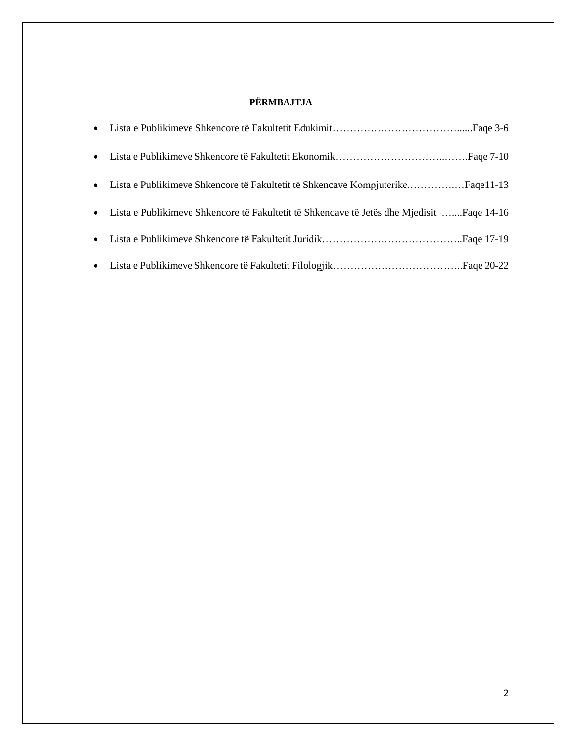**PËRMBAJTJA**

- Lista e Publikimeve Shkencore të Fakultetit Edukimit…………………………………......Faqe 3-6
- Lista e Publikimeve Shkencore të Fakultetit Ekonomik…………………………..…….Faqe 7-10
- Lista e Publikimeve Shkencore të Fakultetit të Shkencave Kompjuterike.………….…Faqe11-13
- Lista e Publikimeve Shkencore të Fakultetit të Shkencave të Jetës dhe Mjedisit …....Faqe 14-16
- Lista e Publikimeve Shkencore të Fakultetit Juridik…………………………………..Faqe 17-19
- Lista e Publikimeve Shkencore të Fakultetit Filologjik………………………………..Faqe 20-22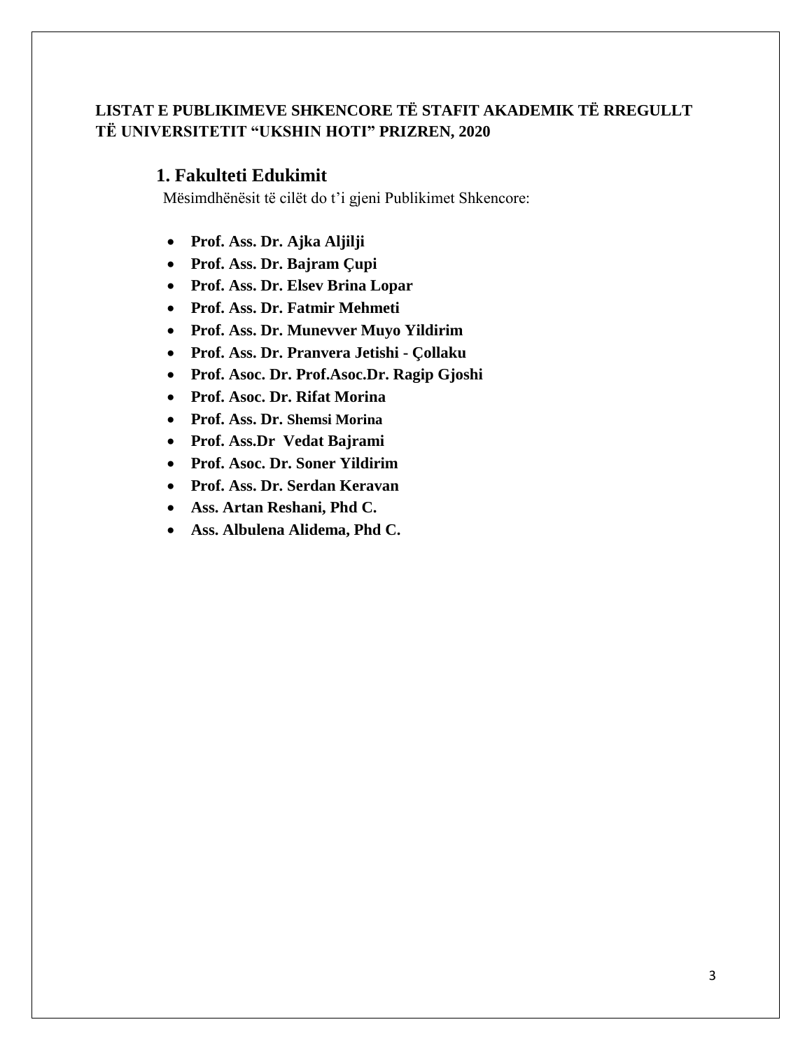**LISTAT E PUBLIKIMEVE SHKENCORE TË STAFIT AKADEMIK TË RREGULLT TË UNIVERSITETIT "UKSHIN HOTI" PRIZREN, 2020**

## 1. Fakulteti Edukimit

Mësimdhënësit të cilët do t'i gjeni Publikimet Shkencore:

- **Prof. Ass. Dr. Ajka Aljilji**
- **Prof. Ass. Dr. Bajram Çupi**
- **Prof. Ass. Dr. Elsev Brina Lopar**
- **Prof. Ass. Dr. Fatmir Mehmeti**
- **Prof. Ass. Dr. Munevver Muyo Yildirim**
- **Prof. Ass. Dr. Pranvera Jetishi - Çollaku**
- **Prof. Asoc. Dr. Prof.Asoc.Dr. Ragip Gjoshi**
- **Prof. Asoc. Dr. Rifat Morina**
- **Prof. Ass. Dr. Shemsi Morina**
- **Prof. Ass.Dr Vedat Bajrami**
- **Prof. Asoc. Dr. Soner Yildirim**
- **Prof. Ass. Dr. Serdan Keravan**
- **Ass. Artan Reshani, Phd C.**
- **Ass. Albulena Alidema, Phd C.**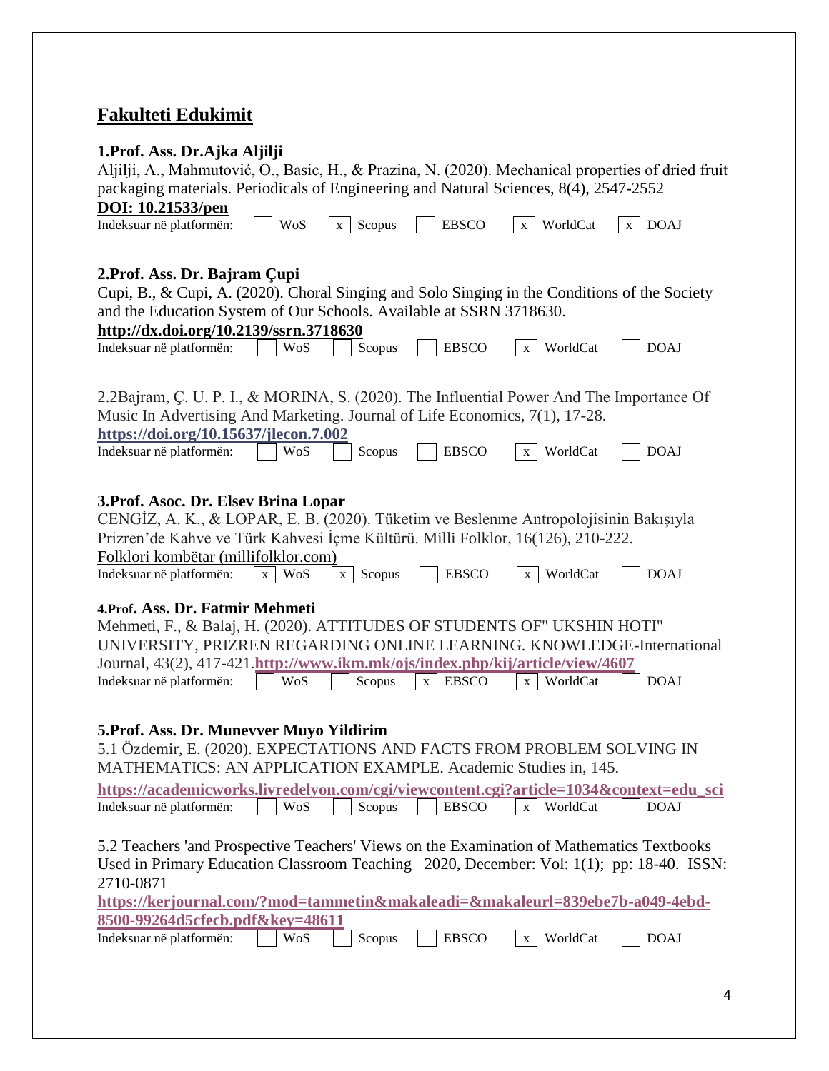## Fakulteti Edukimit

**1.Prof. Ass. Dr.Ajka Aljilji**

Aljilji, A., Mahmutović, O., Basic, H., & Prazina, N. (2020). Mechanical properties of dried fruit packaging materials. Periodicals of Engineering and Natural Sciences, 8(4), 2547-2552

**DOI: 10.21533/pen**

Indeksuar në platformën: [ ] WoS [x] Scopus [ ] EBSCO [x] WorldCat [x] DOAJ

**2.Prof. Ass. Dr. Bajram Çupi**

Cupi, B., & Cupi, A. (2020). Choral Singing and Solo Singing in the Conditions of the Society and the Education System of Our Schools. Available at SSRN 3718630.

**http://dx.doi.org/10.2139/ssrn.3718630**

Indeksuar në platformën: [ ] WoS [ ] Scopus [ ] EBSCO [x] WorldCat [ ] DOAJ

2.2Bajram, Ç. U. P. I., & MORINA, S. (2020). The Influential Power And The Importance Of Music In Advertising And Marketing. Journal of Life Economics, 7(1), 17-28.

**https://doi.org/10.15637/jlecon.7.002**

Indeksuar në platformën: [ ] WoS [ ] Scopus [ ] EBSCO [x] WorldCat [ ] DOAJ

**3.Prof. Asoc. Dr. Elsev Brina Lopar**

CENGİZ, A. K., & LOPAR, E. B. (2020). Tüketim ve Beslenme Antropolojisinin Bakışıyla Prizren'de Kahve ve Türk Kahvesi İçme Kültürü. Milli Folklor, 16(126), 210-222.

Folklori kombëtar (millifolklor.com)

Indeksuar në platformën: [x] WoS [x] Scopus [ ] EBSCO [x] WorldCat [ ] DOAJ

**4.Prof. Ass. Dr. Fatmir Mehmeti**

Mehmeti, F., & Balaj, H. (2020). ATTITUDES OF STUDENTS OF" UKSHIN HOTI" UNIVERSITY, PRIZREN REGARDING ONLINE LEARNING. KNOWLEDGE-International Journal, 43(2), 417-421.**http://www.ikm.mk/ojs/index.php/kij/article/view/4607**

Indeksuar në platformën: [ ] WoS [ ] Scopus [x] EBSCO [x] WorldCat [ ] DOAJ

**5.Prof. Ass. Dr. Munevver Muyo Yildirim**

5.1 Özdemir, E. (2020). EXPECTATIONS AND FACTS FROM PROBLEM SOLVING IN MATHEMATICS: AN APPLICATION EXAMPLE. Academic Studies in, 145.

**https://academicworks.livredelyon.com/cgi/viewcontent.cgi?article=1034&context=edu_sci**

Indeksuar në platformën: [ ] WoS [ ] Scopus [ ] EBSCO [x] WorldCat [ ] DOAJ

5.2 Teachers 'and Prospective Teachers' Views on the Examination of Mathematics Textbooks Used in Primary Education Classroom Teaching 2020, December: Vol: 1(1); pp: 18-40. ISSN: 2710-0871

**https://kerjournal.com/?mod=tammetin&makaleadi=&makaleurl=839ebe7b-a049-4ebd-8500-99264d5cfecb.pdf&key=48611**

Indeksuar në platformën: [ ] WoS [ ] Scopus [ ] EBSCO [x] WorldCat [ ] DOAJ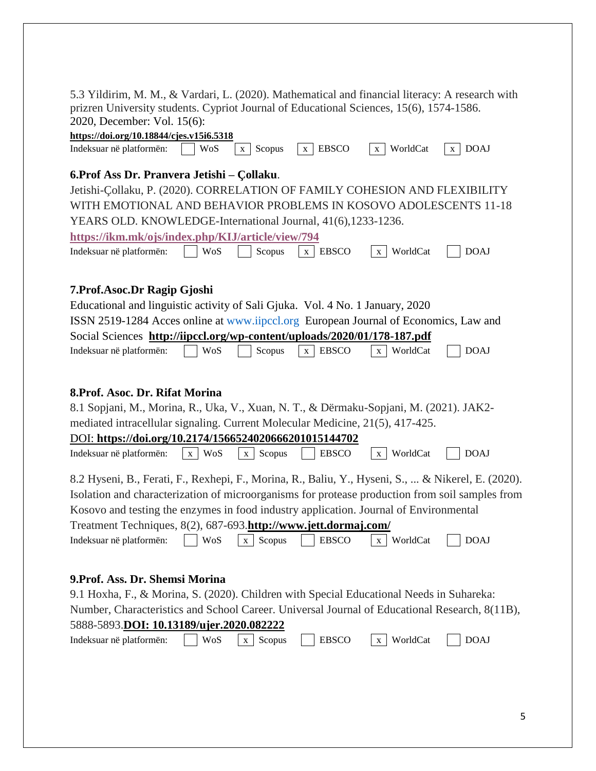5.3 Yildirim, M. M., & Vardari, L. (2020). Mathematical and financial literacy: A research with prizren University students. Cypriot Journal of Educational Sciences, 15(6), 1574-1586.
2020, December: Vol. 15(6):
**https://doi.org/10.18844/cjes.v15i6.5318**

Indeksuar në platformën: [ ] WoS [x] Scopus [x] EBSCO [x] WorldCat [x] DOAJ

**6.Prof Ass Dr. Pranvera Jetishi – Çollaku**.

Jetishi-Çollaku, P. (2020). CORRELATION OF FAMILY COHESION AND FLEXIBILITY WITH EMOTIONAL AND BEHAVIOR PROBLEMS IN KOSOVO ADOLESCENTS 11-18 YEARS OLD. KNOWLEDGE-International Journal, 41(6),1233-1236.
**https://ikm.mk/ojs/index.php/KIJ/article/view/794**

Indeksuar në platformën: [ ] WoS [ ] Scopus [x] EBSCO [x] WorldCat [ ] DOAJ

**7.Prof.Asoc.Dr Ragip Gjoshi**

Educational and linguistic activity of Sali Gjuka. Vol. 4 No. 1 January, 2020
ISSN 2519-1284 Acces online at www.iipccl.org European Journal of Economics, Law and Social Sciences **http://iipccl.org/wp-content/uploads/2020/01/178-187.pdf**

Indeksuar në platformën: [ ] WoS [ ] Scopus [x] EBSCO [x] WorldCat [ ] DOAJ

**8.Prof. Asoc. Dr. Rifat Morina**

8.1 Sopjani, M., Morina, R., Uka, V., Xuan, N. T., & Dërmaku-Sopjani, M. (2021). JAK2-mediated intracellular signaling. Current Molecular Medicine, 21(5), 417-425.
DOI: **https://doi.org/10.2174/1566524020666201015144702**

Indeksuar në platformën: [x] WoS [x] Scopus [ ] EBSCO [x] WorldCat [ ] DOAJ

8.2 Hyseni, B., Ferati, F., Rexhepi, F., Morina, R., Baliu, Y., Hyseni, S., ... & Nikerel, E. (2020). Isolation and characterization of microorganisms for protease production from soil samples from Kosovo and testing the enzymes in food industry application. Journal of Environmental Treatment Techniques, 8(2), 687-693.**http://www.jett.dormaj.com/**

Indeksuar në platformën: [ ] WoS [x] Scopus [ ] EBSCO [x] WorldCat [ ] DOAJ

**9.Prof. Ass. Dr. Shemsi Morina**

9.1 Hoxha, F., & Morina, S. (2020). Children with Special Educational Needs in Suhareka: Number, Characteristics and School Career. Universal Journal of Educational Research, 8(11B), 5888-5893.**DOI: 10.13189/ujer.2020.082222**

Indeksuar në platformën: [ ] WoS [x] Scopus [ ] EBSCO [x] WorldCat [ ] DOAJ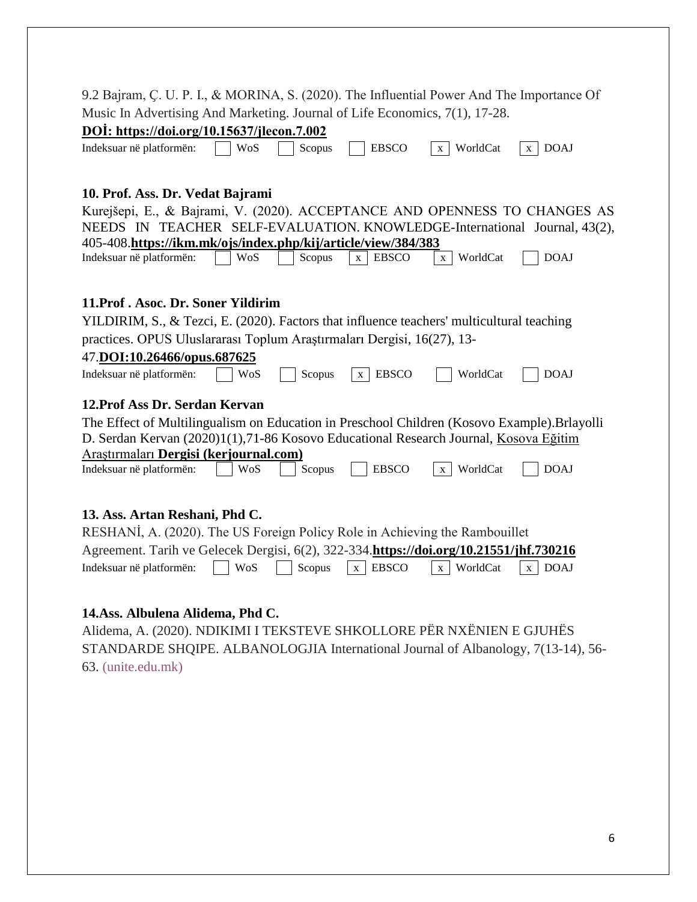9.2 Bajram, Ç. U. P. I., & MORINA, S. (2020). The Influential Power And The Importance Of Music In Advertising And Marketing. Journal of Life Economics, 7(1), 17-28.
**DOİ: https://doi.org/10.15637/jlecon.7.002**

Indeksuar në platformën: [ ] WoS [ ] Scopus [ ] EBSCO [x] WorldCat [x] DOAJ

**10. Prof. Ass. Dr. Vedat Bajrami**

Kurejšepi, E., & Bajrami, V. (2020). ACCEPTANCE AND OPENNESS TO CHANGES AS NEEDS IN TEACHER SELF-EVALUATION. KNOWLEDGE-International Journal, 43(2), 405-408.**https://ikm.mk/ojs/index.php/kij/article/view/384/383**

Indeksuar në platformën: [ ] WoS [ ] Scopus [x] EBSCO [x] WorldCat [ ] DOAJ

**11.Prof . Asoc. Dr. Soner Yildirim**

YILDIRIM, S., & Tezci, E. (2020). Factors that influence teachers' multicultural teaching practices. OPUS Uluslararası Toplum Araştırmaları Dergisi, 16(27), 13-47.**DOI:10.26466/opus.687625**

Indeksuar në platformën: [ ] WoS [ ] Scopus [x] EBSCO [ ] WorldCat [ ] DOAJ

**12.Prof Ass Dr. Serdan Kervan**

The Effect of Multilingualism on Education in Preschool Children (Kosovo Example).Brlayolli D. Serdan Kervan (2020)1(1),71-86 Kosovo Educational Research Journal, Kosova Eğitim Araştırmaları **Dergisi (kerjournal.com)**

Indeksuar në platformën: [ ] WoS [ ] Scopus [ ] EBSCO [x] WorldCat [ ] DOAJ

**13. Ass. Artan Reshani, Phd C.**

RESHANİ, A. (2020). The US Foreign Policy Role in Achieving the Rambouillet Agreement. Tarih ve Gelecek Dergisi, 6(2), 322-334.**https://doi.org/10.21551/jhf.730216**

Indeksuar në platformën: [ ] WoS [ ] Scopus [x] EBSCO [x] WorldCat [x] DOAJ

**14.Ass. Albulena Alidema, Phd C.**

Alidema, A. (2020). NDIKIMI I TEKSTEVE SHKOLLORE PËR NXËNIEN E GJUHËS STANDARDE SHQIPE. ALBANOLOGJIA International Journal of Albanology, 7(13-14), 56-63. (unite.edu.mk)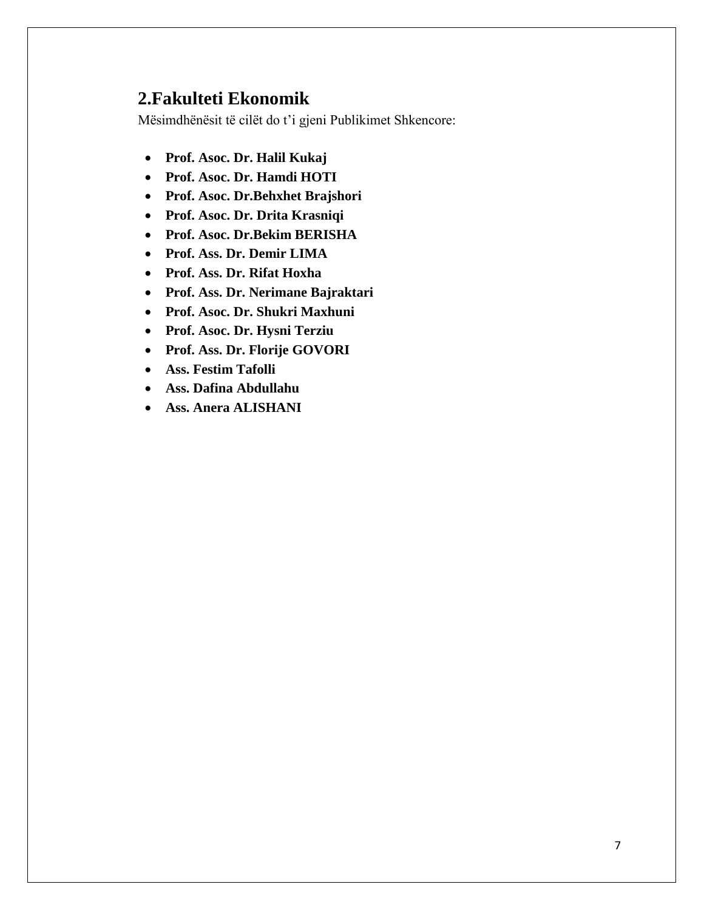## 2.Fakulteti Ekonomik

Mësimdhënësit të cilët do t'i gjeni Publikimet Shkencore:

- **Prof. Asoc. Dr. Halil Kukaj**
- **Prof. Asoc. Dr. Hamdi HOTI**
- **Prof. Asoc. Dr.Behxhet Brajshori**
- **Prof. Asoc. Dr. Drita Krasniqi**
- **Prof. Asoc. Dr.Bekim BERISHA**
- **Prof. Ass. Dr. Demir LIMA**
- **Prof. Ass. Dr. Rifat Hoxha**
- **Prof. Ass. Dr. Nerimane Bajraktari**
- **Prof. Asoc. Dr. Shukri Maxhuni**
- **Prof. Asoc. Dr. Hysni Terziu**
- **Prof. Ass. Dr. Florije GOVORI**
- **Ass. Festim Tafolli**
- **Ass. Dafina Abdullahu**
- **Ass. Anera ALISHANI**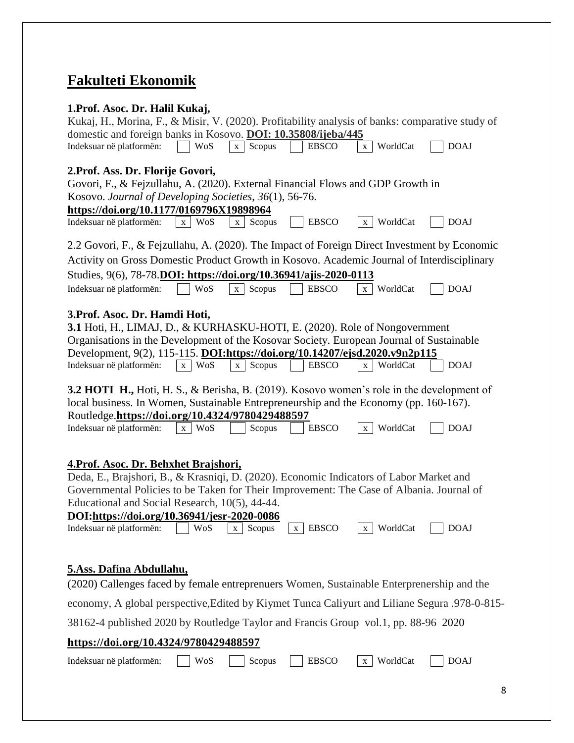# Fakulteti Ekonomik

**1.Prof. Asoc. Dr. Halil Kukaj,**

Kukaj, H., Morina, F., & Misir, V. (2020). Profitability analysis of banks: comparative study of domestic and foreign banks in Kosovo. **DOI: 10.35808/ijeba/445**

Indeksuar në platformën: [ ] WoS [x] Scopus [ ] EBSCO [x] WorldCat [ ] DOAJ

**2.Prof. Ass. Dr. Florije Govori,**

Govori, F., & Fejzullahu, A. (2020). External Financial Flows and GDP Growth in Kosovo. *Journal of Developing Societies*, *36*(1), 56-76.
**https://doi.org/10.1177/0169796X19898964**

Indeksuar në platformën: [x] WoS [x] Scopus [ ] EBSCO [x] WorldCat [ ] DOAJ

2.2 Govori, F., & Fejzullahu, A. (2020). The Impact of Foreign Direct Investment by Economic Activity on Gross Domestic Product Growth in Kosovo. Academic Journal of Interdisciplinary Studies, 9(6), 78-78.**DOI: https://doi.org/10.36941/ajis-2020-0113**

Indeksuar në platformën: [ ] WoS [x] Scopus [ ] EBSCO [x] WorldCat [ ] DOAJ

**3.Prof. Asoc. Dr. Hamdi Hoti,**

**3.1** Hoti, H., LIMAJ, D., & KURHASKU-HOTI, E. (2020). Role of Nongovernment Organisations in the Development of the Kosovar Society. European Journal of Sustainable Development, 9(2), 115-115. **DOI:https://doi.org/10.14207/ejsd.2020.v9n2p115**

Indeksuar në platformën: [x] WoS [x] Scopus [ ] EBSCO [x] WorldCat [ ] DOAJ

**3.2 HOTI H.,** Hoti, H. S., & Berisha, B. (2019). Kosovo women's role in the development of local business. In Women, Sustainable Entrepreneurship and the Economy (pp. 160-167). Routledge.**https://doi.org/10.4324/9780429488597**

Indeksuar në platformën: [x] WoS [ ] Scopus [ ] EBSCO [x] WorldCat [ ] DOAJ

**4.Prof. Asoc. Dr. Behxhet Brajshori,**

Deda, E., Brajshori, B., & Krasniqi, D. (2020). Economic Indicators of Labor Market and Governmental Policies to be Taken for Their Improvement: The Case of Albania. Journal of Educational and Social Research, 10(5), 44-44.
**DOI:https://doi.org/10.36941/jesr-2020-0086**

Indeksuar në platformën: [ ] WoS [x] Scopus [x] EBSCO [x] WorldCat [ ] DOAJ

**5.Ass. Dafina Abdullahu,**

(2020) Callenges faced by female entreprenuers Women, Sustainable Enterprenership and the economy, A global perspective,Edited by Kiymet Tunca Caliyurt and Liliane Segura .978-0-815-38162-4 published 2020 by Routledge Taylor and Francis Group vol.1, pp. 88-96 2020

**https://doi.org/10.4324/9780429488597**

Indeksuar në platformën: [ ] WoS [ ] Scopus [ ] EBSCO [x] WorldCat [ ] DOAJ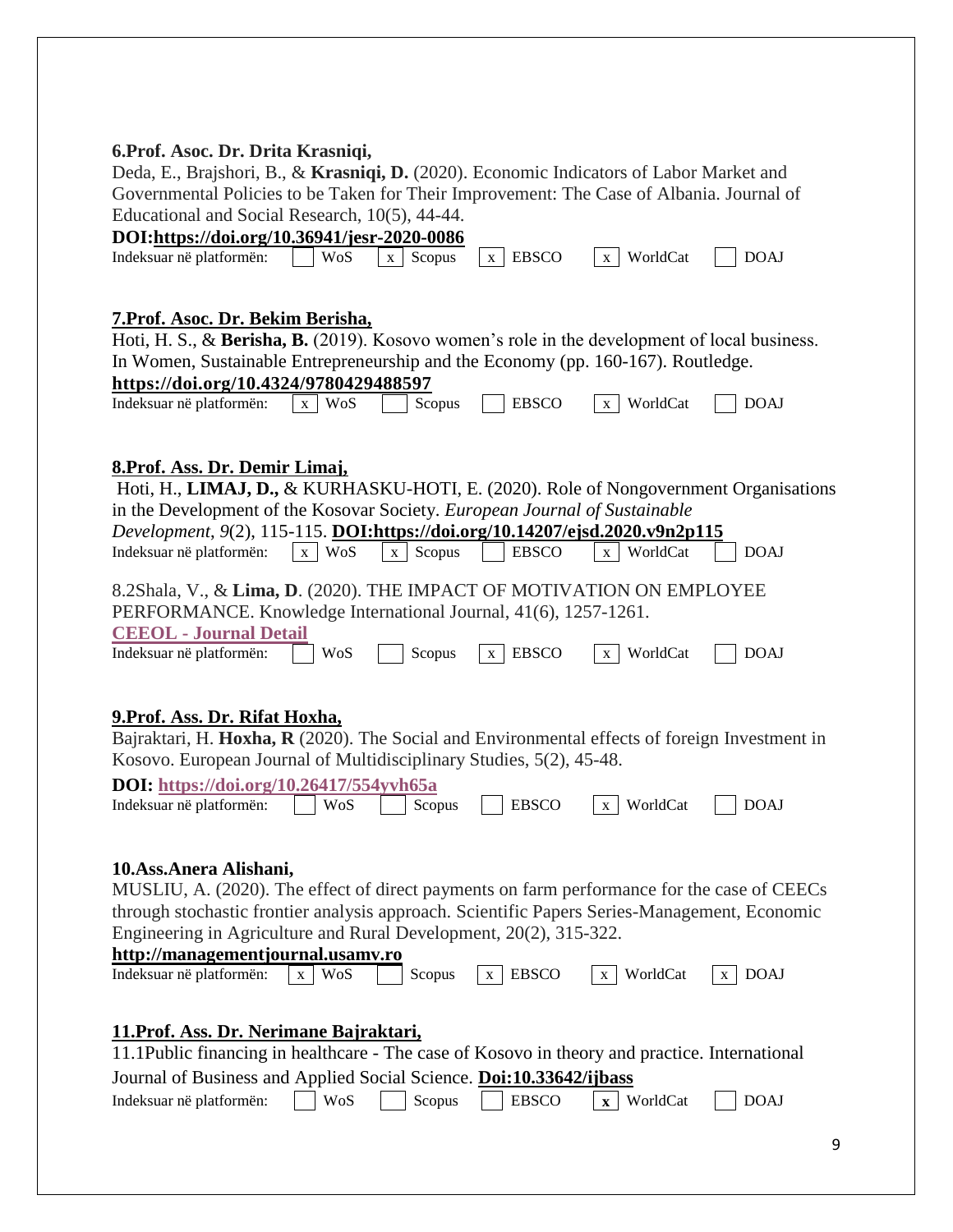**6.Prof. Asoc. Dr. Drita Krasniqi,**

Deda, E., Brajshori, B., & **Krasniqi, D.** (2020). Economic Indicators of Labor Market and Governmental Policies to be Taken for Their Improvement: The Case of Albania. Journal of Educational and Social Research, 10(5), 44-44.

**DOI:https://doi.org/10.36941/jesr-2020-0086**

Indeksuar në platformën: [ ] WoS [x] Scopus [x] EBSCO [x] WorldCat [ ] DOAJ

**7.Prof. Asoc. Dr. Bekim Berisha,**

Hoti, H. S., & **Berisha, B.** (2019). Kosovo women's role in the development of local business. In Women, Sustainable Entrepreneurship and the Economy (pp. 160-167). Routledge.

**https://doi.org/10.4324/9780429488597**

Indeksuar në platformën: [x] WoS [ ] Scopus [ ] EBSCO [x] WorldCat [ ] DOAJ

**8.Prof. Ass. Dr. Demir Limaj,**

Hoti, H., **LIMAJ, D.,** & KURHASKU-HOTI, E. (2020). Role of Nongovernment Organisations in the Development of the Kosovar Society. *European Journal of Sustainable Development*, *9*(2), 115-115. **DOI:https://doi.org/10.14207/ejsd.2020.v9n2p115**

Indeksuar në platformën: [x] WoS [x] Scopus [ ] EBSCO [x] WorldCat [ ] DOAJ

8.2Shala, V., & **Lima, D**. (2020). THE IMPACT OF MOTIVATION ON EMPLOYEE PERFORMANCE. Knowledge International Journal, 41(6), 1257-1261.

**CEEOL - Journal Detail**

Indeksuar në platformën: [ ] WoS [ ] Scopus [x] EBSCO [x] WorldCat [ ] DOAJ

**9.Prof. Ass. Dr. Rifat Hoxha,**

Bajraktari, H. **Hoxha, R** (2020). The Social and Environmental effects of foreign Investment in Kosovo. European Journal of Multidisciplinary Studies, 5(2), 45-48.

**DOI: https://doi.org/10.26417/554yvh65a**

Indeksuar në platformën: [ ] WoS [ ] Scopus [ ] EBSCO [x] WorldCat [ ] DOAJ

**10.Ass.Anera Alishani,**

MUSLIU, A. (2020). The effect of direct payments on farm performance for the case of CEECs through stochastic frontier analysis approach. Scientific Papers Series-Management, Economic Engineering in Agriculture and Rural Development, 20(2), 315-322.

**http://managementjournal.usamv.ro**

Indeksuar në platformën: [x] WoS [ ] Scopus [x] EBSCO [x] WorldCat [x] DOAJ

**11.Prof. Ass. Dr. Nerimane Bajraktari,**

11.1Public financing in healthcare - The case of Kosovo in theory and practice. International Journal of Business and Applied Social Science. **Doi:10.33642/ijbass**

Indeksuar në platformën: [ ] WoS [ ] Scopus [ ] EBSCO [x] WorldCat [ ] DOAJ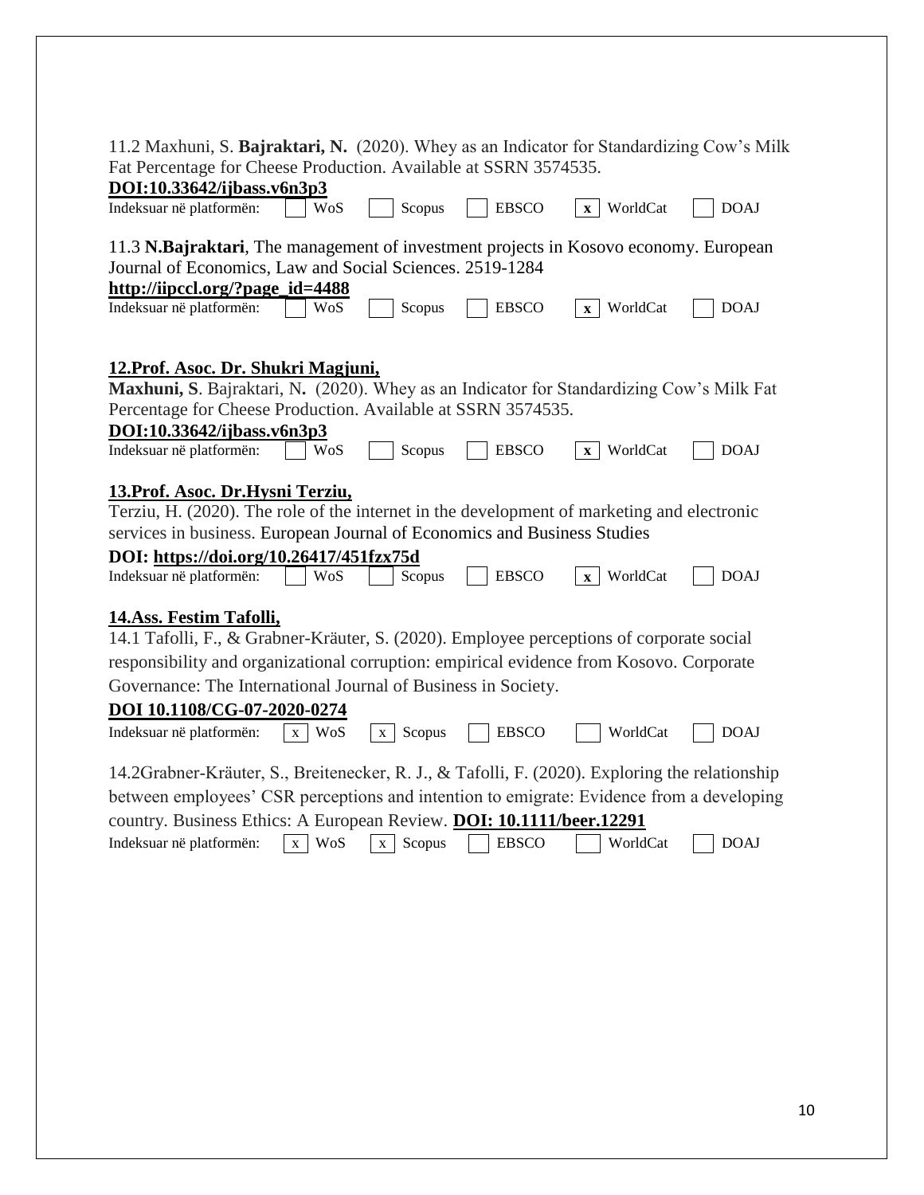11.2 Maxhuni, S. **Bajraktari, N.** (2020). Whey as an Indicator for Standardizing Cow's Milk Fat Percentage for Cheese Production. Available at SSRN 3574535.
**DOI:10.33642/ijbass.v6n3p3**

Indeksuar në platformën: [ ] WoS [ ] Scopus [ ] EBSCO [x] WorldCat [ ] DOAJ

11.3 **N.Bajraktari**, The management of investment projects in Kosovo economy. European Journal of Economics, Law and Social Sciences. 2519-1284
**http://iipccl.org/?page_id=4488**

Indeksuar në platformën: [ ] WoS [ ] Scopus [ ] EBSCO [x] WorldCat [ ] DOAJ

**12.Prof. Asoc. Dr. Shukri Magjuni,**

**Maxhuni, S**. Bajraktari, N**.** (2020). Whey as an Indicator for Standardizing Cow's Milk Fat Percentage for Cheese Production. Available at SSRN 3574535.
**DOI:10.33642/ijbass.v6n3p3**

Indeksuar në platformën: [ ] WoS [ ] Scopus [ ] EBSCO [x] WorldCat [ ] DOAJ

**13.Prof. Asoc. Dr.Hysni Terziu,**

Terziu, H. (2020). The role of the internet in the development of marketing and electronic services in business. European Journal of Economics and Business Studies
**DOI: https://doi.org/10.26417/451fzx75d**

Indeksuar në platformën: [ ] WoS [ ] Scopus [ ] EBSCO [x] WorldCat [ ] DOAJ

**14.Ass. Festim Tafolli,**

14.1 Tafolli, F., & Grabner-Kräuter, S. (2020). Employee perceptions of corporate social responsibility and organizational corruption: empirical evidence from Kosovo. Corporate Governance: The International Journal of Business in Society.
**DOI 10.1108/CG-07-2020-0274**

Indeksuar në platformën: [x] WoS [x] Scopus [ ] EBSCO [ ] WorldCat [ ] DOAJ

14.2Grabner-Kräuter, S., Breitenecker, R. J., & Tafolli, F. (2020). Exploring the relationship between employees' CSR perceptions and intention to emigrate: Evidence from a developing country. Business Ethics: A European Review. **DOI: 10.1111/beer.12291**

Indeksuar në platformën: [x] WoS [x] Scopus [ ] EBSCO [ ] WorldCat [ ] DOAJ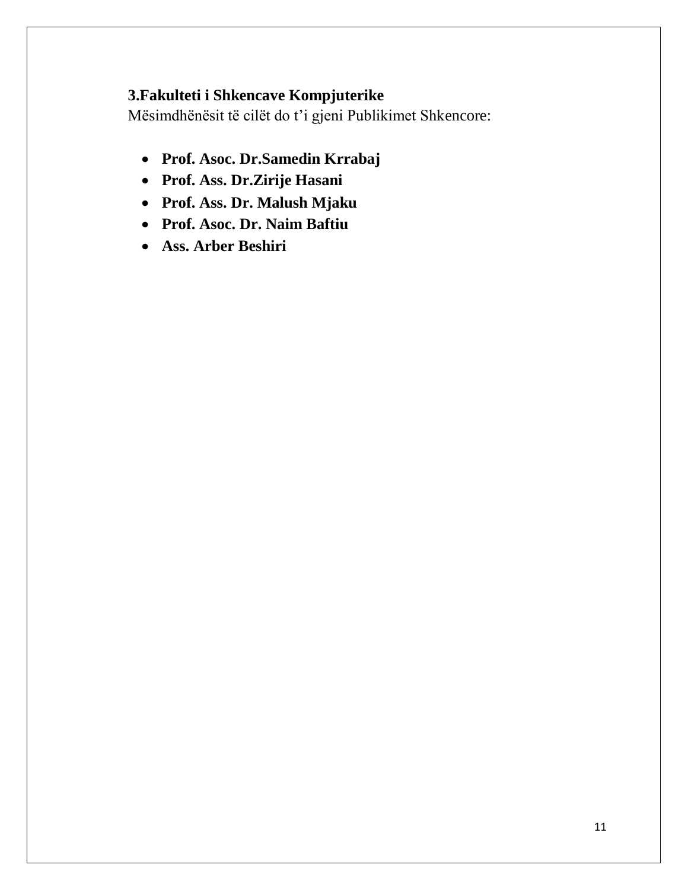### 3.Fakulteti i Shkencave Kompjuterike

Mësimdhënësit të cilët do t'i gjeni Publikimet Shkencore:

- **Prof. Asoc. Dr.Samedin Krrabaj**
- **Prof. Ass. Dr.Zirije Hasani**
- **Prof. Ass. Dr. Malush Mjaku**
- **Prof. Asoc. Dr. Naim Baftiu**
- **Ass. Arber Beshiri**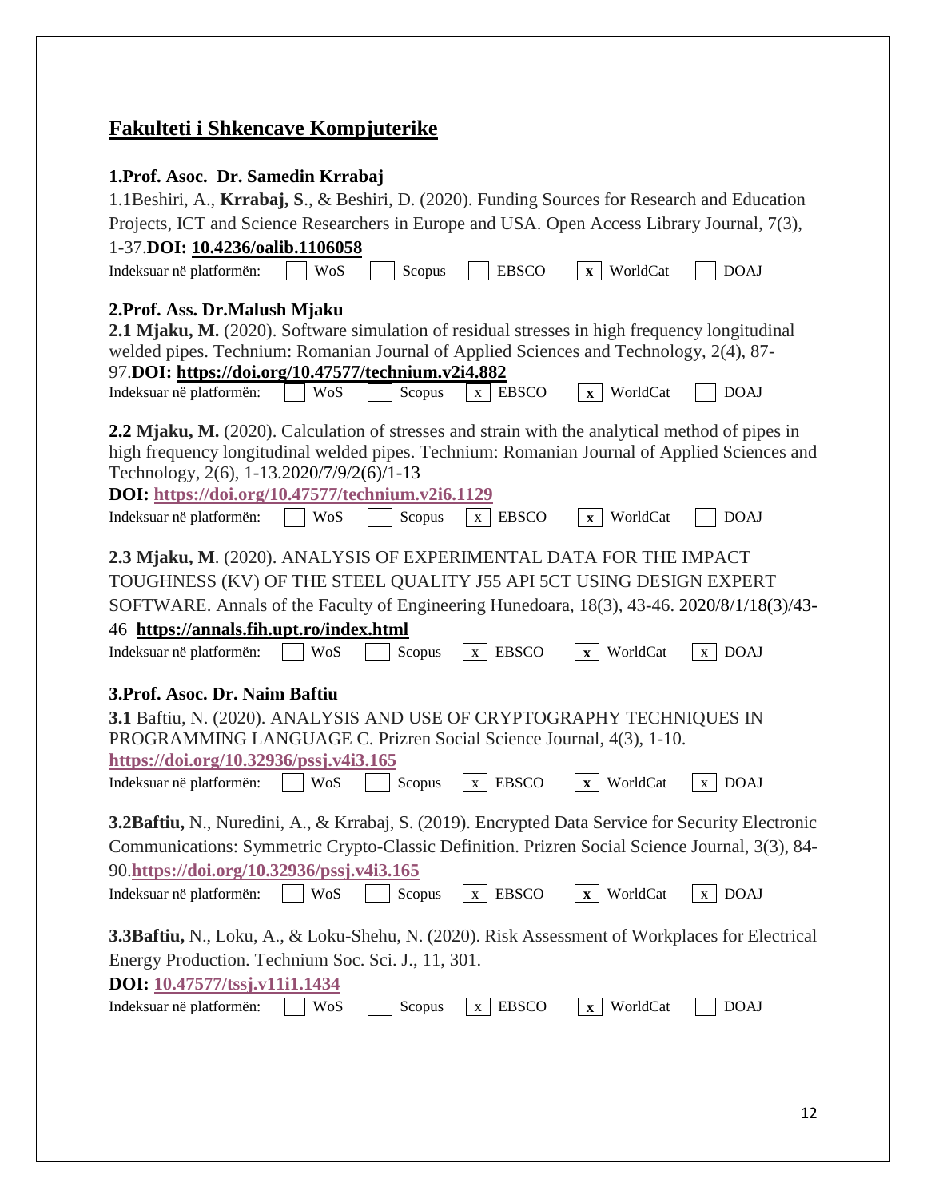## Fakulteti i Shkencave Kompjuterike

**1.Prof. Asoc. Dr. Samedin Krrabaj**

1.1Beshiri, A., **Krrabaj, S**., & Beshiri, D. (2020). Funding Sources for Research and Education Projects, ICT and Science Researchers in Europe and USA. Open Access Library Journal, 7(3), 1-37.**DOI: 10.4236/oalib.1106058**

Indeksuar në platformën: [ ] WoS [ ] Scopus [ ] EBSCO [x] WorldCat [ ] DOAJ

**2.Prof. Ass. Dr.Malush Mjaku**

**2.1 Mjaku, M.** (2020). Software simulation of residual stresses in high frequency longitudinal welded pipes. Technium: Romanian Journal of Applied Sciences and Technology, 2(4), 87-97.**DOI: https://doi.org/10.47577/technium.v2i4.882**

Indeksuar në platformën: [ ] WoS [ ] Scopus [x] EBSCO [x] WorldCat [ ] DOAJ

**2.2 Mjaku, M.** (2020). Calculation of stresses and strain with the analytical method of pipes in high frequency longitudinal welded pipes. Technium: Romanian Journal of Applied Sciences and Technology, 2(6), 1-13.2020/7/9/2(6)/1-13

**DOI: https://doi.org/10.47577/technium.v2i6.1129**

Indeksuar në platformën: [ ] WoS [ ] Scopus [x] EBSCO [x] WorldCat [ ] DOAJ

**2.3 Mjaku, M**. (2020). ANALYSIS OF EXPERIMENTAL DATA FOR THE IMPACT TOUGHNESS (KV) OF THE STEEL QUALITY J55 API 5CT USING DESIGN EXPERT SOFTWARE. Annals of the Faculty of Engineering Hunedoara, 18(3), 43-46. 2020/8/1/18(3)/43-46 **https://annals.fih.upt.ro/index.html**

Indeksuar në platformën: [ ] WoS [ ] Scopus [x] EBSCO [x] WorldCat [x] DOAJ

**3.Prof. Asoc. Dr. Naim Baftiu**

**3.1** Baftiu, N. (2020). ANALYSIS AND USE OF CRYPTOGRAPHY TECHNIQUES IN PROGRAMMING LANGUAGE C. Prizren Social Science Journal, 4(3), 1-10. **https://doi.org/10.32936/pssj.v4i3.165**

Indeksuar në platformën: [ ] WoS [ ] Scopus [x] EBSCO [x] WorldCat [x] DOAJ

**3.2Baftiu,** N., Nuredini, A., & Krrabaj, S. (2019). Encrypted Data Service for Security Electronic Communications: Symmetric Crypto-Classic Definition. Prizren Social Science Journal, 3(3), 84-90.**https://doi.org/10.32936/pssj.v4i3.165**

Indeksuar në platformën: [ ] WoS [ ] Scopus [x] EBSCO [x] WorldCat [x] DOAJ

**3.3Baftiu,** N., Loku, A., & Loku-Shehu, N. (2020). Risk Assessment of Workplaces for Electrical Energy Production. Technium Soc. Sci. J., 11, 301.

**DOI: 10.47577/tssj.v11i1.1434**

Indeksuar në platformën: [ ] WoS [ ] Scopus [x] EBSCO [x] WorldCat [ ] DOAJ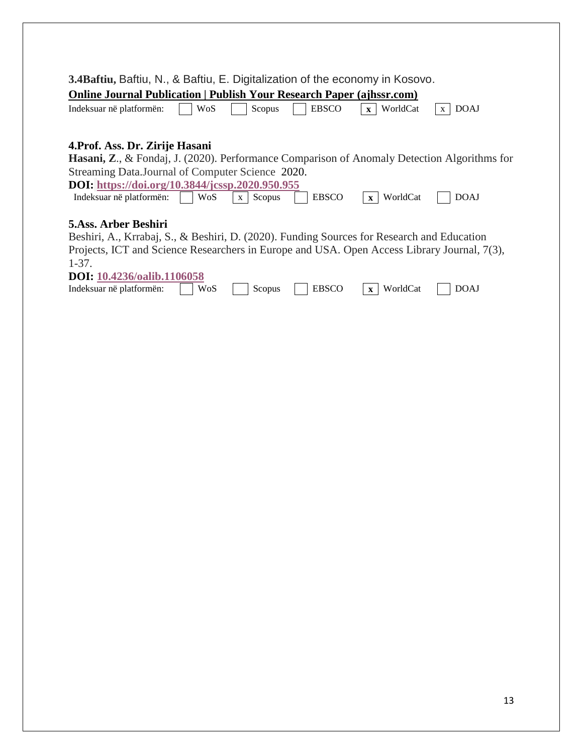**3.4Baftiu,** Baftiu, N., & Baftiu, E. Digitalization of the economy in Kosovo.

**Online Journal Publication | Publish Your Research Paper (ajhssr.com)**

Indeksuar në platformën: [ ] WoS [ ] Scopus [ ] EBSCO [x] WorldCat [x] DOAJ

**4.Prof. Ass. Dr. Zirije Hasani**

**Hasani, Z**., & Fondaj, J. (2020). Performance Comparison of Anomaly Detection Algorithms for Streaming Data.Journal of Computer Science 2020.

**DOI: https://doi.org/10.3844/jcssp.2020.950.955**

Indeksuar në platformën: [ ] WoS [x] Scopus [ ] EBSCO [x] WorldCat [ ] DOAJ

**5.Ass. Arber Beshiri**

Beshiri, A., Krrabaj, S., & Beshiri, D. (2020). Funding Sources for Research and Education Projects, ICT and Science Researchers in Europe and USA. Open Access Library Journal, 7(3), 1-37.

**DOI: 10.4236/oalib.1106058**

Indeksuar në platformën: [ ] WoS [ ] Scopus [ ] EBSCO [x] WorldCat [ ] DOAJ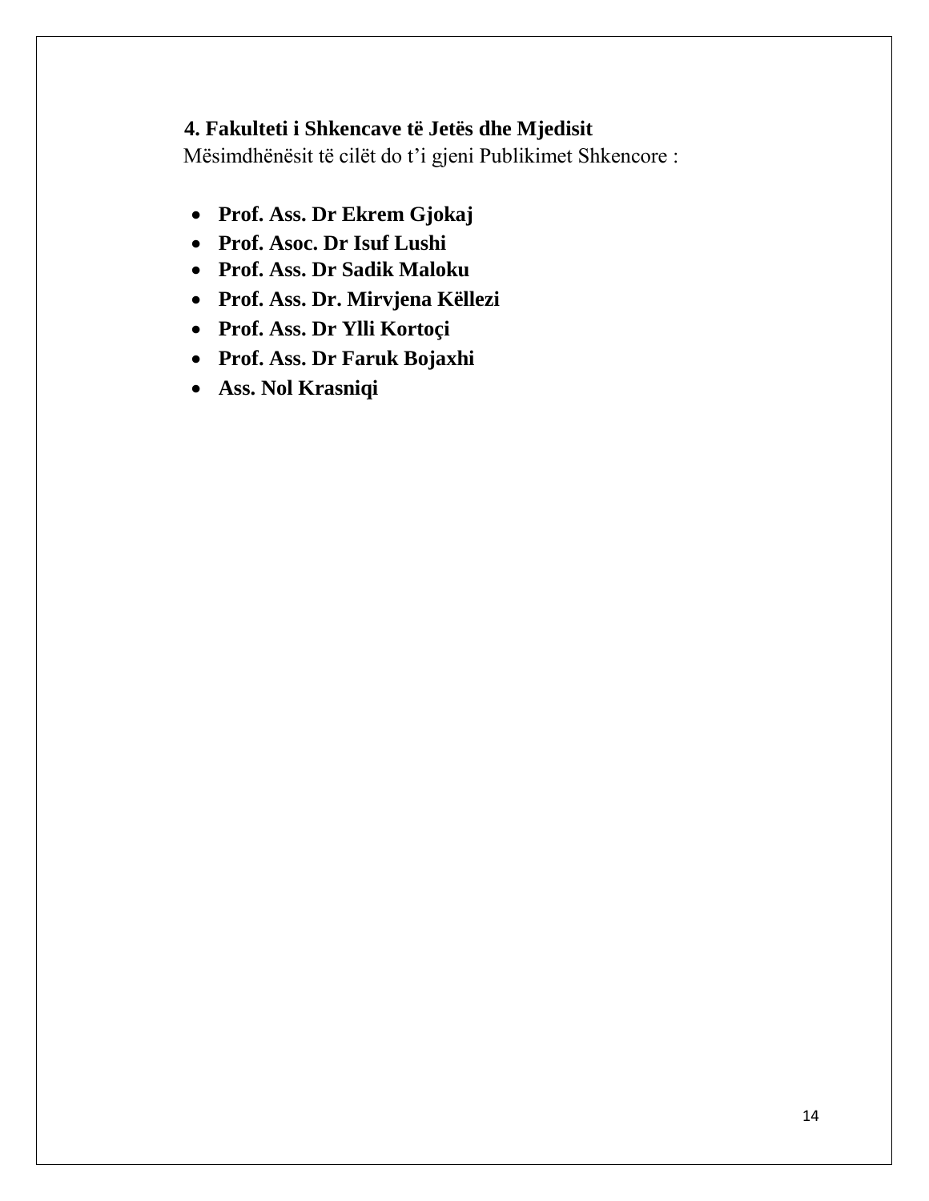## 4. Fakulteti i Shkencave të Jetës dhe Mjedisit

Mësimdhënësit të cilët do t'i gjeni Publikimet Shkencore :

- **Prof. Ass. Dr Ekrem Gjokaj**
- **Prof. Asoc. Dr Isuf Lushi**
- **Prof. Ass. Dr Sadik Maloku**
- **Prof. Ass. Dr. Mirvjena Këllezi**
- **Prof. Ass. Dr Ylli Kortoçi**
- **Prof. Ass. Dr Faruk Bojaxhi**
- **Ass. Nol Krasniqi**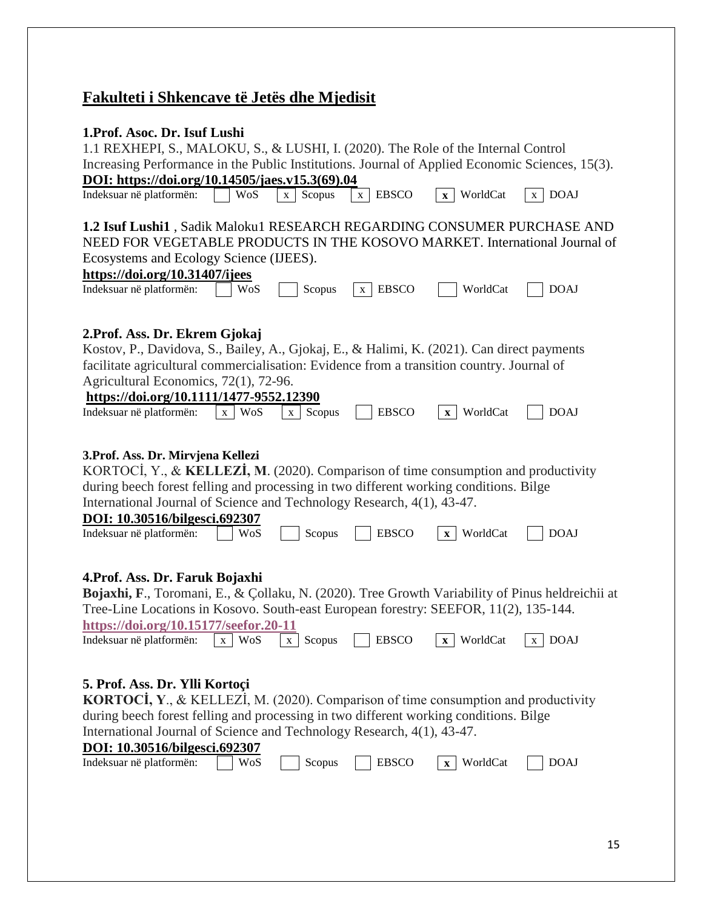## Fakulteti i Shkencave të Jetës dhe Mjedisit

### 1.Prof. Asoc. Dr. Isuf Lushi

1.1 REXHEPI, S., MALOKU, S., & LUSHI, I. (2020). The Role of the Internal Control Increasing Performance in the Public Institutions. Journal of Applied Economic Sciences, 15(3).

**DOI: https://doi.org/10.14505/jaes.v15.3(69).04**

Indeksuar në platformën: [ ] WoS [x] Scopus [x] EBSCO [x] WorldCat [x] DOAJ

**1.2 Isuf Lushi1** , Sadik Maloku1 RESEARCH REGARDING CONSUMER PURCHASE AND NEED FOR VEGETABLE PRODUCTS IN THE KOSOVO MARKET. International Journal of Ecosystems and Ecology Science (IJEES).

**https://doi.org/10.31407/ijees**

Indeksuar në platformën: [ ] WoS [ ] Scopus [x] EBSCO [ ] WorldCat [ ] DOAJ

### 2.Prof. Ass. Dr. Ekrem Gjokaj

Kostov, P., Davidova, S., Bailey, A., Gjokaj, E., & Halimi, K. (2021). Can direct payments facilitate agricultural commercialisation: Evidence from a transition country. Journal of Agricultural Economics, 72(1), 72-96.

**https://doi.org/10.1111/1477-9552.12390**

Indeksuar në platformën: [x] WoS [x] Scopus [ ] EBSCO [x] WorldCat [ ] DOAJ

### 3.Prof. Ass. Dr. Mirvjena Kellezi

KORTOCİ, Y., & **KELLEZİ, M**. (2020). Comparison of time consumption and productivity during beech forest felling and processing in two different working conditions. Bilge International Journal of Science and Technology Research, 4(1), 43-47.

**DOI: 10.30516/bilgesci.692307**

Indeksuar në platformën: [ ] WoS [ ] Scopus [ ] EBSCO [x] WorldCat [ ] DOAJ

### 4.Prof. Ass. Dr. Faruk Bojaxhi

**Bojaxhi, F**., Toromani, E., & Çollaku, N. (2020). Tree Growth Variability of Pinus heldreichii at Tree-Line Locations in Kosovo. South-east European forestry: SEEFOR, 11(2), 135-144.

**https://doi.org/10.15177/seefor.20-11**

Indeksuar në platformën: [x] WoS [x] Scopus [ ] EBSCO [x] WorldCat [x] DOAJ

### 5. Prof. Ass. Dr. Ylli Kortoçi

**KORTOCİ, Y**., & KELLEZİ, M. (2020). Comparison of time consumption and productivity during beech forest felling and processing in two different working conditions. Bilge International Journal of Science and Technology Research, 4(1), 43-47.

**DOI: 10.30516/bilgesci.692307**

Indeksuar në platformën: [ ] WoS [ ] Scopus [ ] EBSCO [x] WorldCat [ ] DOAJ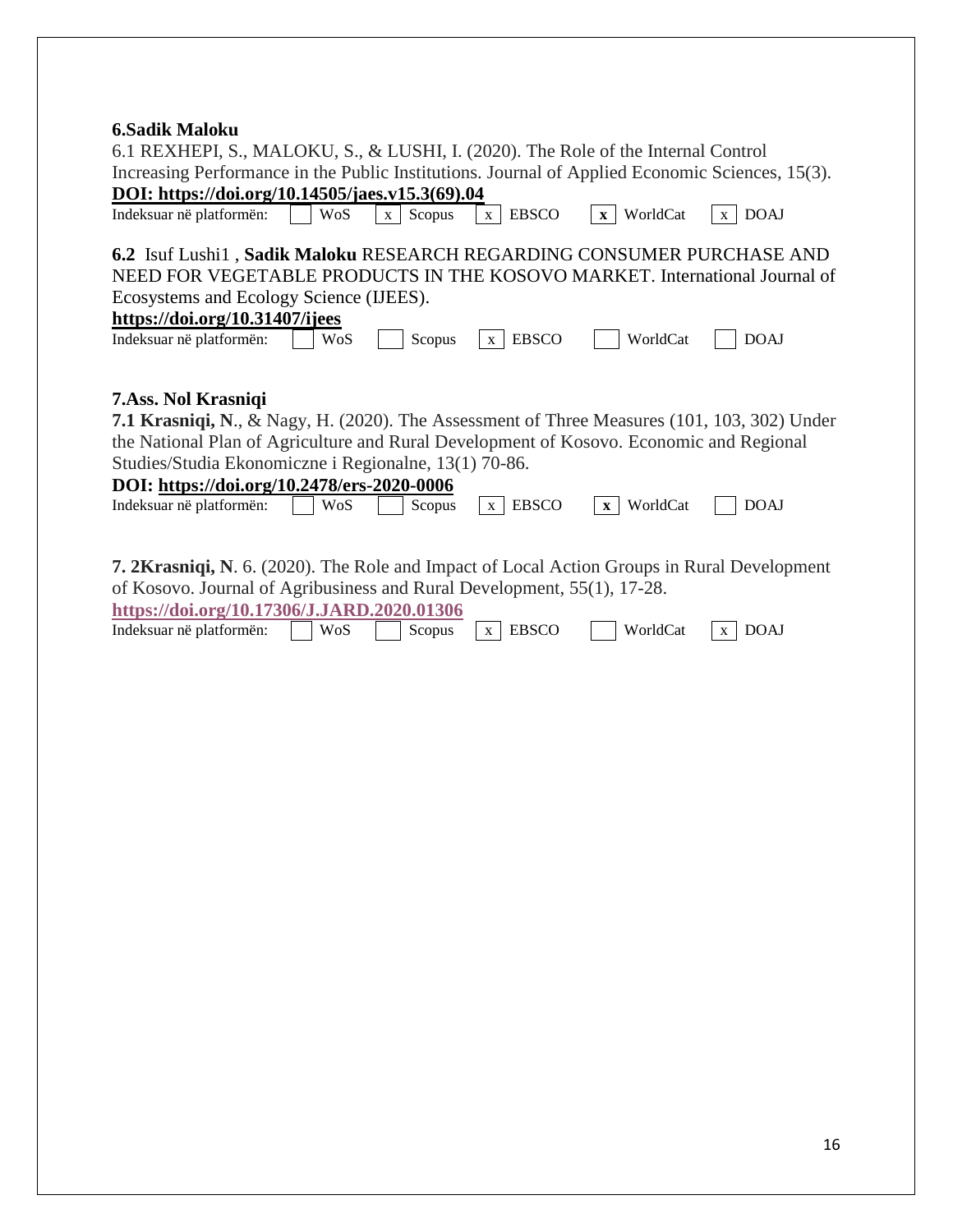**6.Sadik Maloku**

6.1 REXHEPI, S., MALOKU, S., & LUSHI, I. (2020). The Role of the Internal Control Increasing Performance in the Public Institutions. Journal of Applied Economic Sciences, 15(3).
**DOI: https://doi.org/10.14505/jaes.v15.3(69).04**

| Indeksuar në platformën: | WoS | Scopus | EBSCO | WorldCat | DOAJ |
|---|---|---|---|---|---|
| | | x | x | **x** | x |

**6.2** Isuf Lushi1 , **Sadik Maloku** RESEARCH REGARDING CONSUMER PURCHASE AND NEED FOR VEGETABLE PRODUCTS IN THE KOSOVO MARKET. International Journal of Ecosystems and Ecology Science (IJEES).
**https://doi.org/10.31407/ijees**

| Indeksuar në platformën: | WoS | Scopus | EBSCO | WorldCat | DOAJ |
|---|---|---|---|---|---|
| | | | x | | |

**7.Ass. Nol Krasniqi**

**7.1 Krasniqi, N**., & Nagy, H. (2020). The Assessment of Three Measures (101, 103, 302) Under the National Plan of Agriculture and Rural Development of Kosovo. Economic and Regional Studies/Studia Ekonomiczne i Regionalne, 13(1) 70-86.
**DOI: https://doi.org/10.2478/ers-2020-0006**

| Indeksuar në platformën: | WoS | Scopus | EBSCO | WorldCat | DOAJ |
|---|---|---|---|---|---|
| | | | x | **x** | |

**7. 2Krasniqi, N**. 6. (2020). The Role and Impact of Local Action Groups in Rural Development of Kosovo. Journal of Agribusiness and Rural Development, 55(1), 17-28.
**https://doi.org/10.17306/J.JARD.2020.01306**

| Indeksuar në platformën: | WoS | Scopus | EBSCO | WorldCat | DOAJ |
|---|---|---|---|---|---|
| | | | x | | x |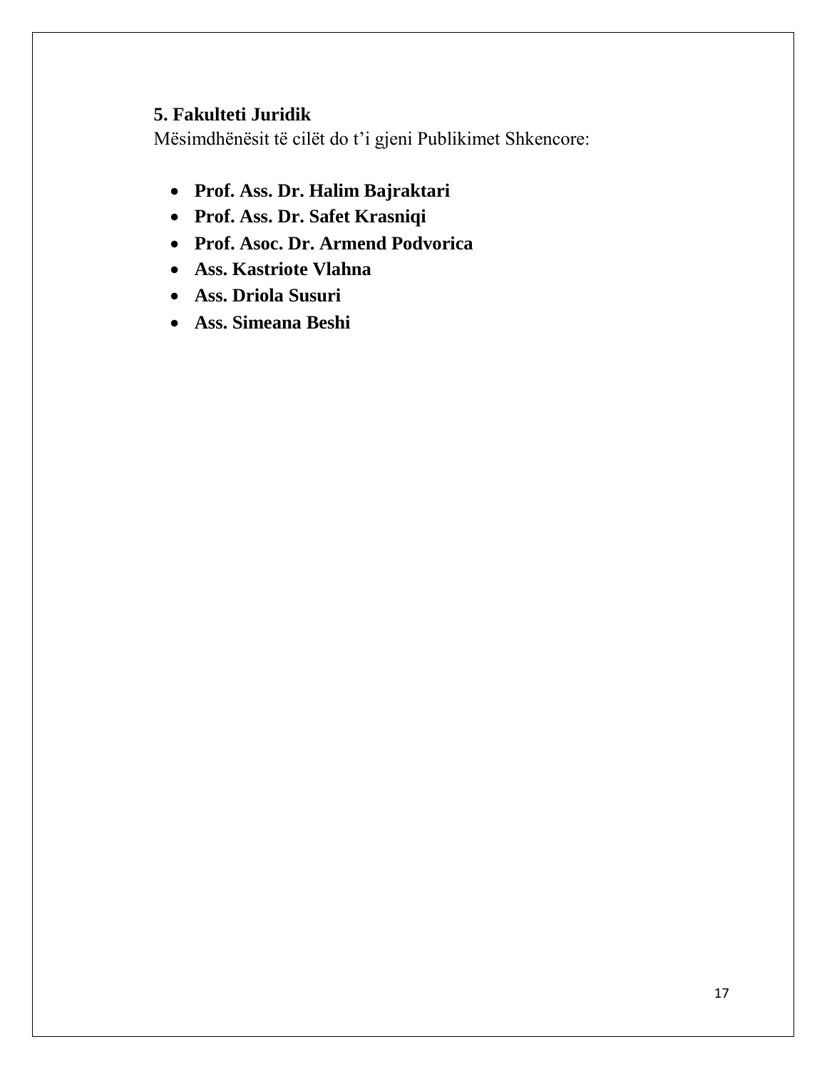**5. Fakulteti Juridik**

Mësimdhënësit të cilët do t'i gjeni Publikimet Shkencore:

- **Prof. Ass. Dr. Halim Bajraktari**
- **Prof. Ass. Dr. Safet Krasniqi**
- **Prof. Asoc. Dr. Armend Podvorica**
- **Ass. Kastriote Vlahna**
- **Ass. Driola Susuri**
- **Ass. Simeana Beshi**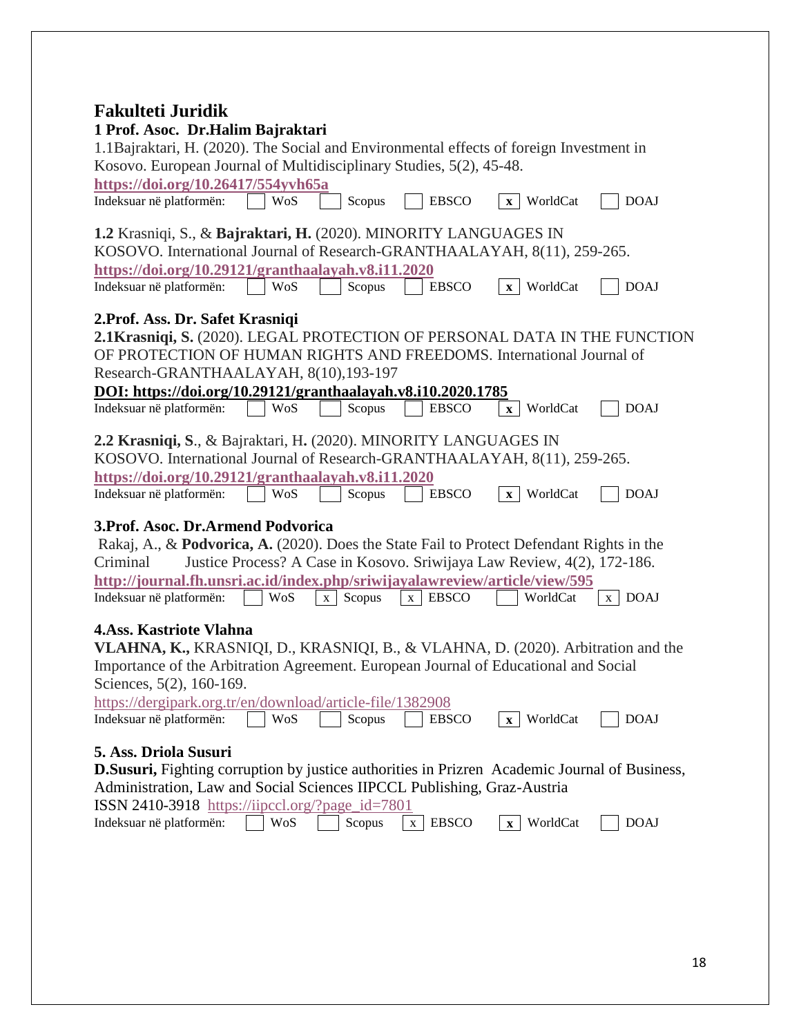# Fakulteti Juridik

### 1 Prof. Asoc. Dr.Halim Bajraktari

1.1Bajraktari, H. (2020). The Social and Environmental effects of foreign Investment in Kosovo. European Journal of Multidisciplinary Studies, 5(2), 45-48.
**https://doi.org/10.26417/554yvh65a**

Indeksuar në platformën: [ ] WoS [ ] Scopus [ ] EBSCO [x] WorldCat [ ] DOAJ

**1.2** Krasniqi, S., & **Bajraktari, H.** (2020). MINORITY LANGUAGES IN KOSOVO. International Journal of Research-GRANTHAALAYAH, 8(11), 259-265.
**https://doi.org/10.29121/granthaalayah.v8.i11.2020**

Indeksuar në platformën: [ ] WoS [ ] Scopus [ ] EBSCO [x] WorldCat [ ] DOAJ

### 2.Prof. Ass. Dr. Safet Krasniqi

**2.1Krasniqi, S.** (2020). LEGAL PROTECTION OF PERSONAL DATA IN THE FUNCTION OF PROTECTION OF HUMAN RIGHTS AND FREEDOMS. International Journal of Research-GRANTHAALAYAH, 8(10),193-197
**DOI: https://doi.org/10.29121/granthaalayah.v8.i10.2020.1785**

Indeksuar në platformën: [ ] WoS [ ] Scopus [ ] EBSCO [x] WorldCat [ ] DOAJ

**2.2 Krasniqi, S**., & Bajraktari, H**.** (2020). MINORITY LANGUAGES IN KOSOVO. International Journal of Research-GRANTHAALAYAH, 8(11), 259-265.
**https://doi.org/10.29121/granthaalayah.v8.i11.2020**

Indeksuar në platformën: [ ] WoS [ ] Scopus [ ] EBSCO [x] WorldCat [ ] DOAJ

### 3.Prof. Asoc. Dr.Armend Podvorica

Rakaj, A., & **Podvorica, A.** (2020). Does the State Fail to Protect Defendant Rights in the Criminal Justice Process? A Case in Kosovo. Sriwijaya Law Review, 4(2), 172-186.
**http://journal.fh.unsri.ac.id/index.php/sriwijayalawreview/article/view/595**

Indeksuar në platformën: [ ] WoS [x] Scopus [x] EBSCO [ ] WorldCat [x] DOAJ

### 4.Ass. Kastriote Vlahna

**VLAHNA, K.,** KRASNIQI, D., KRASNIQI, B., & VLAHNA, D. (2020). Arbitration and the Importance of the Arbitration Agreement. European Journal of Educational and Social Sciences, 5(2), 160-169.
https://dergipark.org.tr/en/download/article-file/1382908

Indeksuar në platformën: [ ] WoS [ ] Scopus [ ] EBSCO [x] WorldCat [ ] DOAJ

### 5. Ass. Driola Susuri

**D.Susuri,** Fighting corruption by justice authorities in Prizren Academic Journal of Business, Administration, Law and Social Sciences IIPCCL Publishing, Graz-Austria
ISSN 2410-3918 https://iipccl.org/?page_id=7801

Indeksuar në platformën: [ ] WoS [ ] Scopus [x] EBSCO [x] WorldCat [ ] DOAJ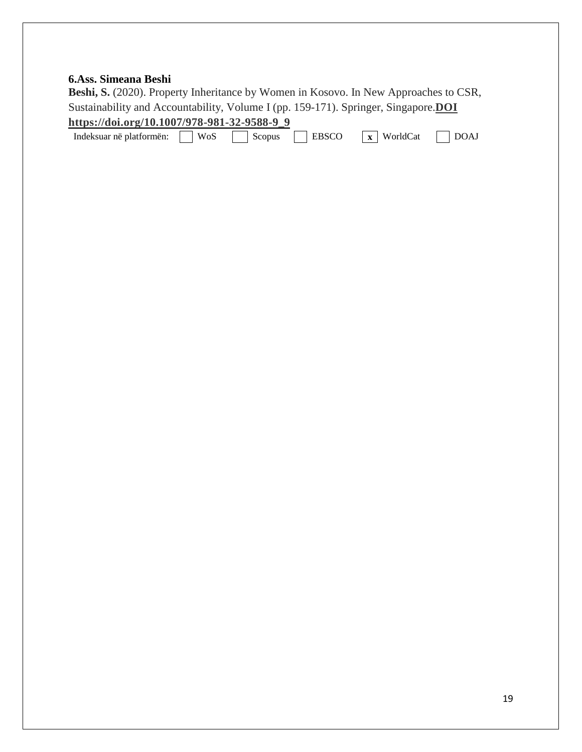**6.Ass. Simeana Beshi**

**Beshi, S.** (2020). Property Inheritance by Women in Kosovo. In New Approaches to CSR, Sustainability and Accountability, Volume I (pp. 159-171). Springer, Singapore.**DOI https://doi.org/10.1007/978-981-32-9588-9_9**

Indeksuar në platformën: ☐ WoS ☐ Scopus ☐ EBSCO ☒ WorldCat ☐ DOAJ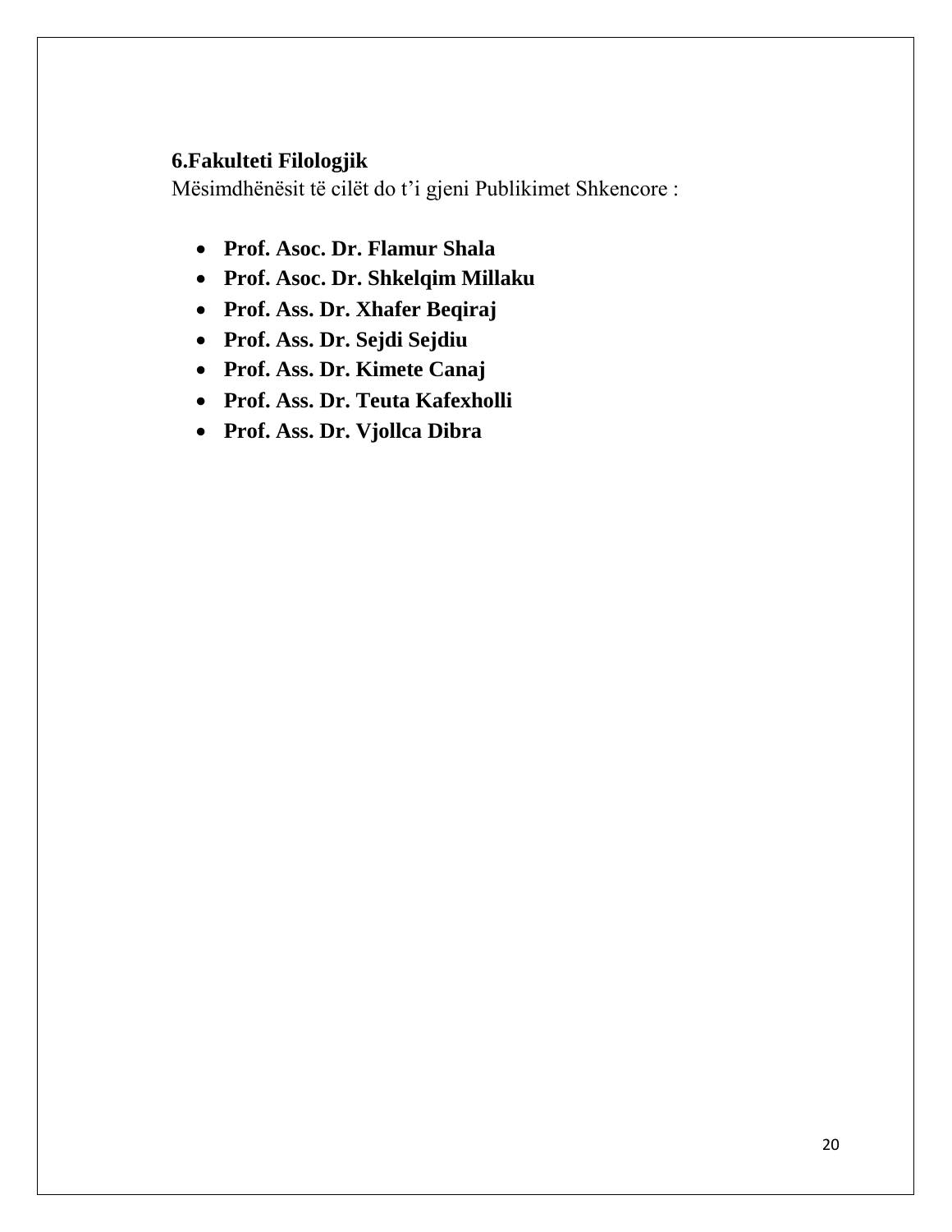## 6.Fakulteti Filologjik

Mësimdhënësit të cilët do t'i gjeni Publikimet Shkencore :

- **Prof. Asoc. Dr. Flamur Shala**
- **Prof. Asoc. Dr. Shkelqim Millaku**
- **Prof. Ass. Dr. Xhafer Beqiraj**
- **Prof. Ass. Dr. Sejdi Sejdiu**
- **Prof. Ass. Dr. Kimete Canaj**
- **Prof. Ass. Dr. Teuta Kafexholli**
- **Prof. Ass. Dr. Vjollca Dibra**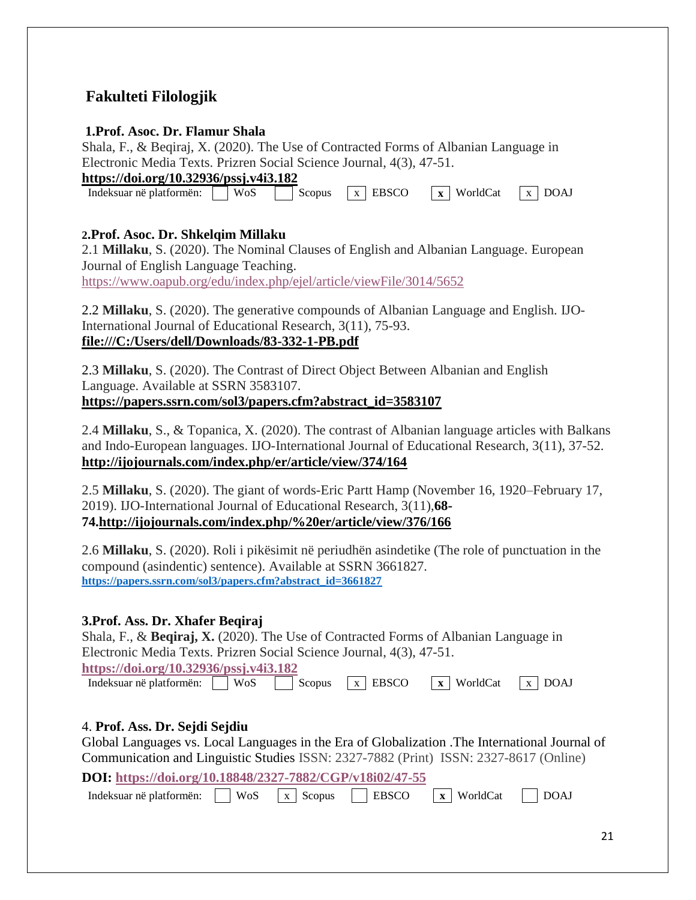## Fakulteti Filologjik

### 1.Prof. Asoc. Dr. Flamur Shala

Shala, F., & Beqiraj, X. (2020). The Use of Contracted Forms of Albanian Language in Electronic Media Texts. Prizren Social Science Journal, 4(3), 47-51.
**https://doi.org/10.32936/pssj.v4i3.182**

Indeksuar në platformën: [ ] WoS [ ] Scopus [x] EBSCO [x] WorldCat [x] DOAJ

### 2.Prof. Asoc. Dr. Shkelqim Millaku

2.1 **Millaku**, S. (2020). The Nominal Clauses of English and Albanian Language. European Journal of English Language Teaching.
https://www.oapub.org/edu/index.php/ejel/article/viewFile/3014/5652

2.2 **Millaku**, S. (2020). The generative compounds of Albanian Language and English. IJO-International Journal of Educational Research, 3(11), 75-93.
**file:///C:/Users/dell/Downloads/83-332-1-PB.pdf**

2.3 **Millaku**, S. (2020). The Contrast of Direct Object Between Albanian and English Language. Available at SSRN 3583107.
**https://papers.ssrn.com/sol3/papers.cfm?abstract_id=3583107**

2.4 **Millaku**, S., & Topanica, X. (2020). The contrast of Albanian language articles with Balkans and Indo-European languages. IJO-International Journal of Educational Research, 3(11), 37-52.
**http://ijojournals.com/index.php/er/article/view/374/164**

2.5 **Millaku**, S. (2020). The giant of words-Eric Partt Hamp (November 16, 1920–February 17, 2019). IJO-International Journal of Educational Research, 3(11),**68-74.http://ijojournals.com/index.php/%20er/article/view/376/166**

2.6 **Millaku**, S. (2020). Roli i pikësimit në periudhën asindetike (The role of punctuation in the compound (asindentic) sentence). Available at SSRN 3661827.
**https://papers.ssrn.com/sol3/papers.cfm?abstract_id=3661827**

### 3.Prof. Ass. Dr. Xhafer Beqiraj

Shala, F., & **Beqiraj, X.** (2020). The Use of Contracted Forms of Albanian Language in Electronic Media Texts. Prizren Social Science Journal, 4(3), 47-51.
**https://doi.org/10.32936/pssj.v4i3.182**

Indeksuar në platformën: [ ] WoS [ ] Scopus [x] EBSCO [x] WorldCat [x] DOAJ

### 4. Prof. Ass. Dr. Sejdi Sejdiu

Global Languages vs. Local Languages in the Era of Globalization .The International Journal of Communication and Linguistic Studies ISSN: 2327-7882 (Print) ISSN: 2327-8617 (Online)

**DOI: https://doi.org/10.18848/2327-7882/CGP/v18i02/47-55**

Indeksuar në platformën: [ ] WoS [x] Scopus [ ] EBSCO [x] WorldCat [ ] DOAJ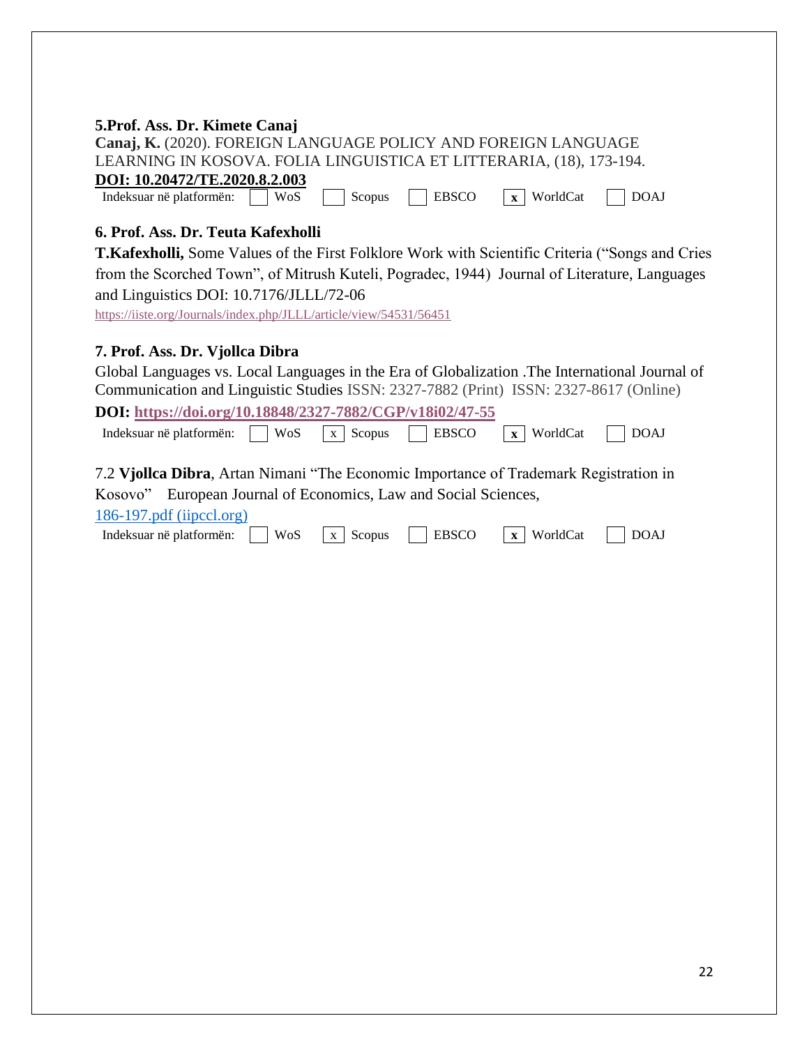**5.Prof. Ass. Dr. Kimete Canaj**

**Canaj, K.** (2020). FOREIGN LANGUAGE POLICY AND FOREIGN LANGUAGE LEARNING IN KOSOVA. FOLIA LINGUISTICA ET LITTERARIA, (18), 173-194.

**DOI: 10.20472/TE.2020.8.2.003**

Indeksuar në platformën: [ ] WoS [ ] Scopus [ ] EBSCO [x] WorldCat [ ] DOAJ

**6. Prof. Ass. Dr. Teuta Kafexholli**

**T.Kafexholli,** Some Values of the First Folklore Work with Scientific Criteria ("Songs and Cries from the Scorched Town", of Mitrush Kuteli, Pogradec, 1944) Journal of Literature, Languages and Linguistics DOI: 10.7176/JLLL/72-06

https://iiste.org/Journals/index.php/JLLL/article/view/54531/56451

**7. Prof. Ass. Dr. Vjollca Dibra**

Global Languages vs. Local Languages in the Era of Globalization .The International Journal of Communication and Linguistic Studies ISSN: 2327-7882 (Print) ISSN: 2327-8617 (Online)

**DOI: https://doi.org/10.18848/2327-7882/CGP/v18i02/47-55**

Indeksuar në platformën: [ ] WoS [x] Scopus [ ] EBSCO [x] WorldCat [ ] DOAJ

7.2 **Vjollca Dibra**, Artan Nimani "The Economic Importance of Trademark Registration in Kosovo" European Journal of Economics, Law and Social Sciences,

186-197.pdf (iipccl.org)

Indeksuar në platformën: [ ] WoS [x] Scopus [ ] EBSCO [x] WorldCat [ ] DOAJ